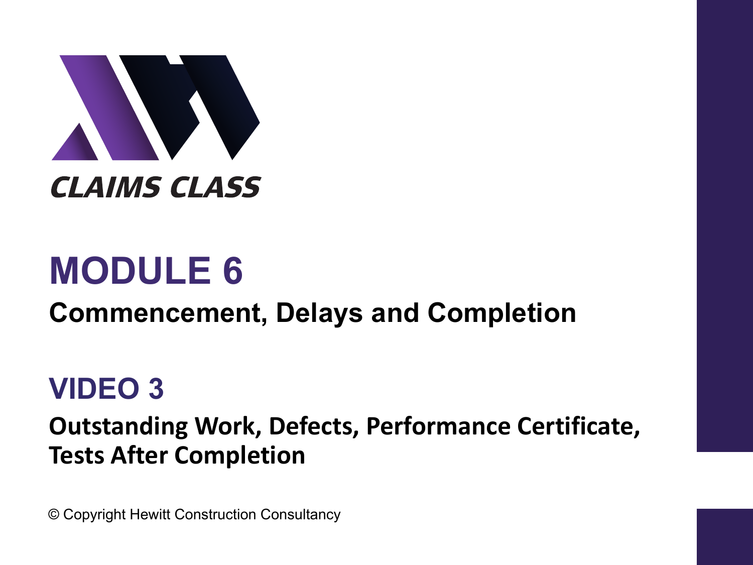CLAIMS CLASS

# MODULE 6

## Commencement, Delays and Completion

# VIDEO 3

## Outstanding Work, Defects, Performance Certificate, Tests After Completion

© Copyright Hewitt Construction Consultancy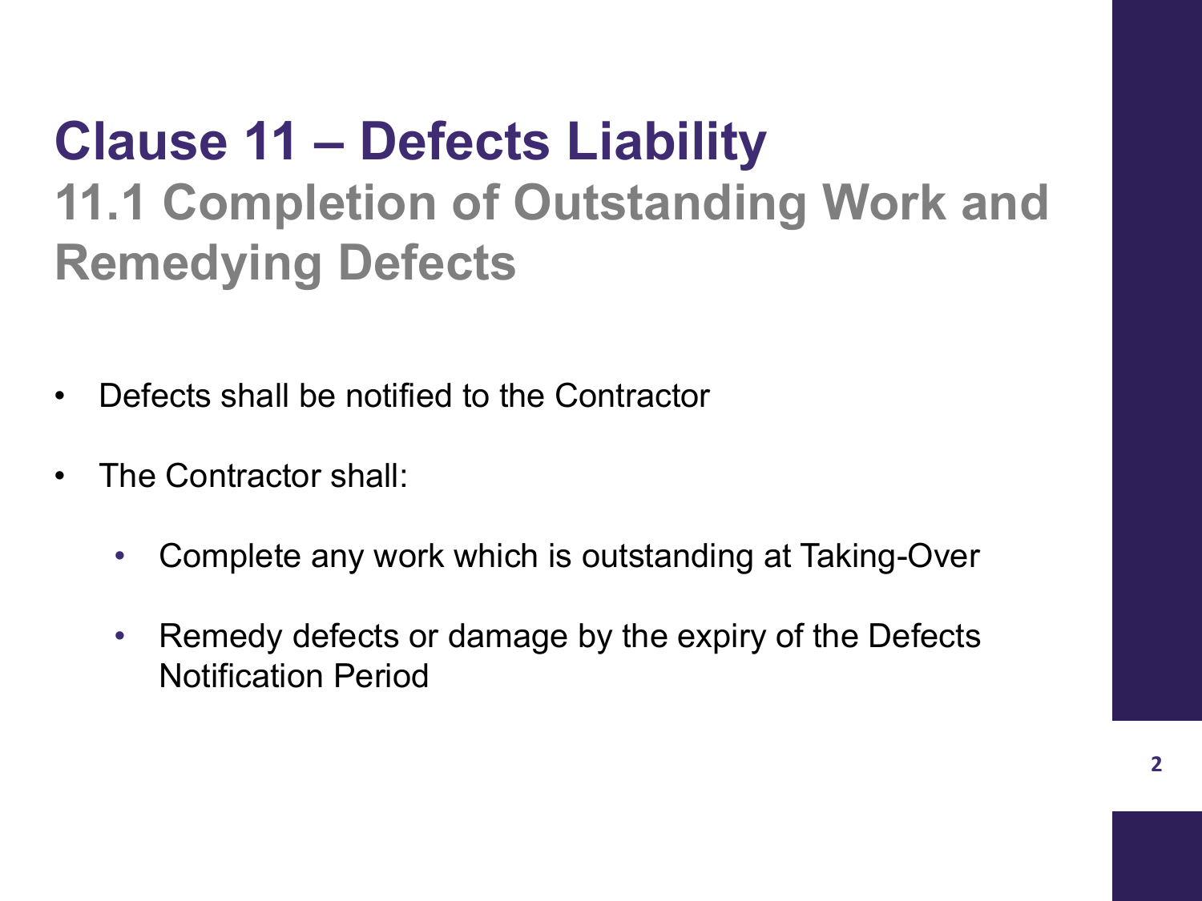# Clause 11 – Defects Liability

## 11.1 Completion of Outstanding Work and Remedying Defects

- Defects shall be notified to the Contractor
- The Contractor shall:
  - Complete any work which is outstanding at Taking-Over
  - Remedy defects or damage by the expiry of the Defects Notification Period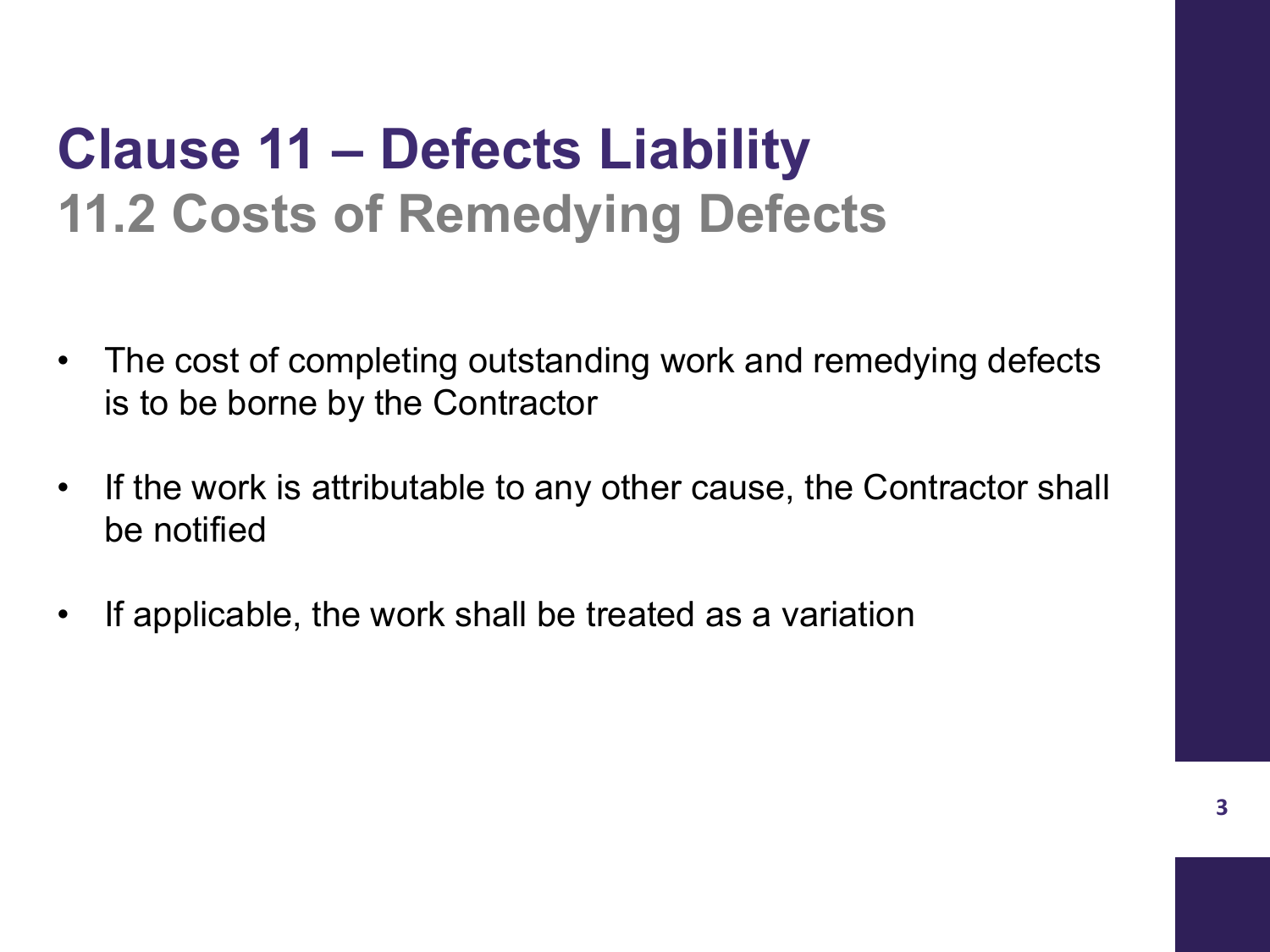# Clause 11 – Defects Liability

## 11.2 Costs of Remedying Defects

- The cost of completing outstanding work and remedying defects is to be borne by the Contractor
- If the work is attributable to any other cause, the Contractor shall be notified
- If applicable, the work shall be treated as a variation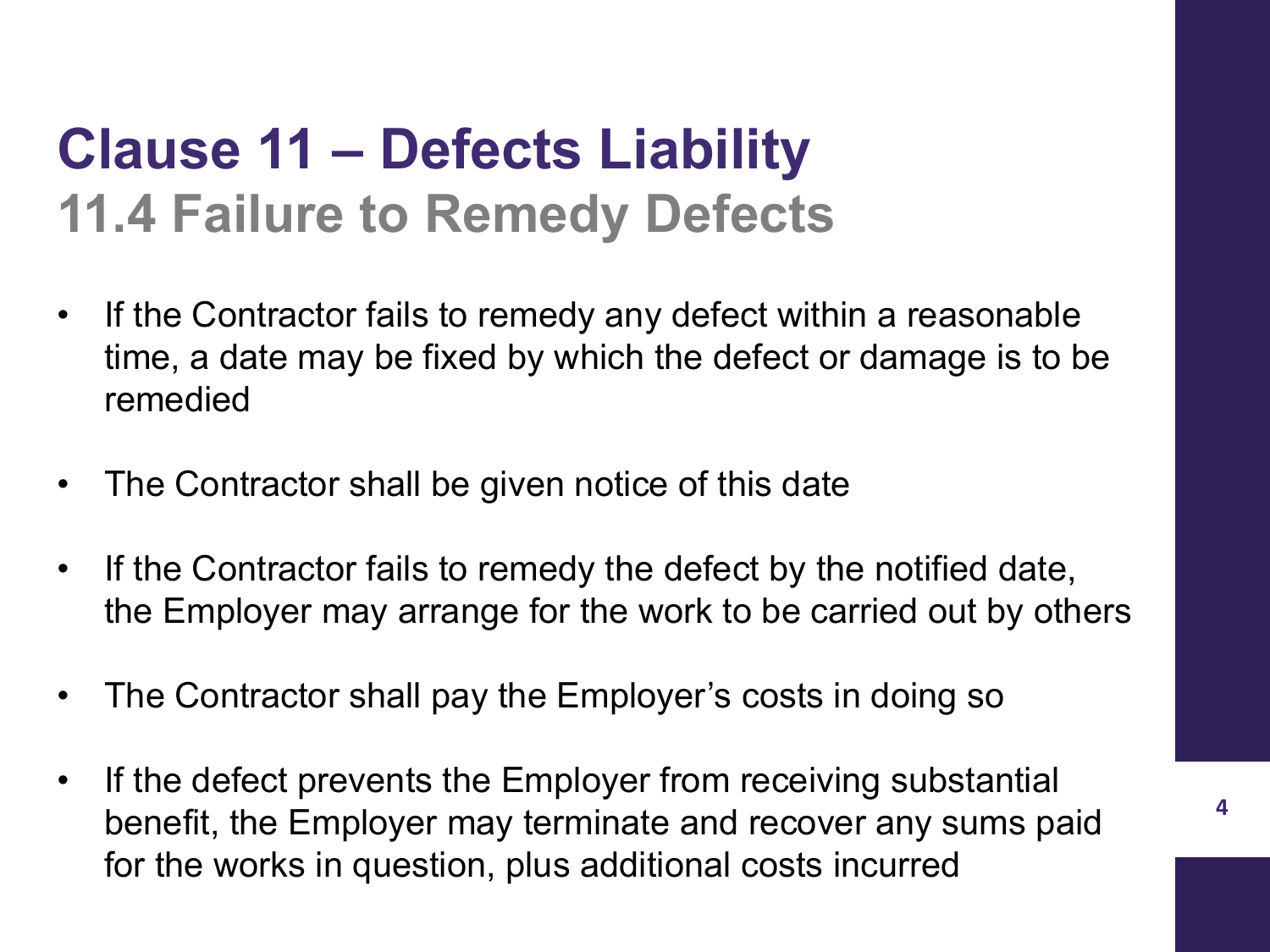# Clause 11 – Defects Liability

## 11.4 Failure to Remedy Defects

- If the Contractor fails to remedy any defect within a reasonable time, a date may be fixed by which the defect or damage is to be remedied
- The Contractor shall be given notice of this date
- If the Contractor fails to remedy the defect by the notified date, the Employer may arrange for the work to be carried out by others
- The Contractor shall pay the Employer's costs in doing so
- If the defect prevents the Employer from receiving substantial benefit, the Employer may terminate and recover any sums paid for the works in question, plus additional costs incurred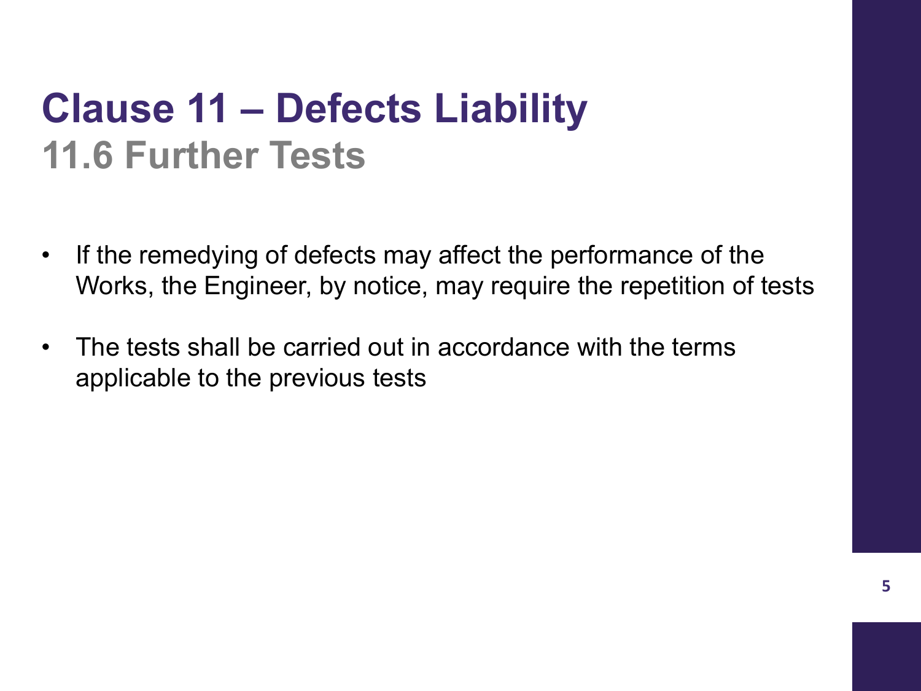# Clause 11 – Defects Liability

## 11.6 Further Tests

- If the remedying of defects may affect the performance of the Works, the Engineer, by notice, may require the repetition of tests
- The tests shall be carried out in accordance with the terms applicable to the previous tests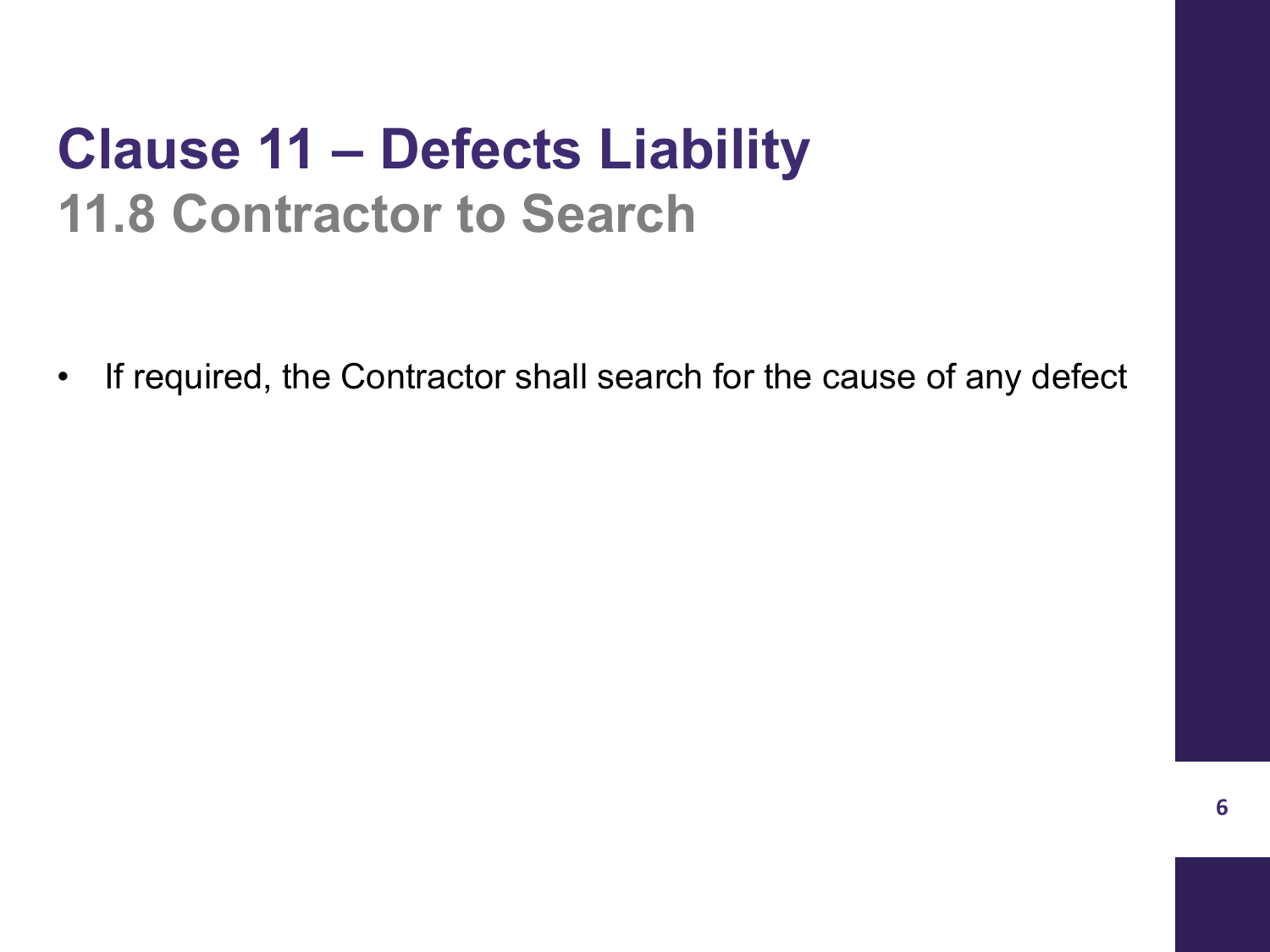# Clause 11 – Defects Liability

## 11.8 Contractor to Search

- If required, the Contractor shall search for the cause of any defect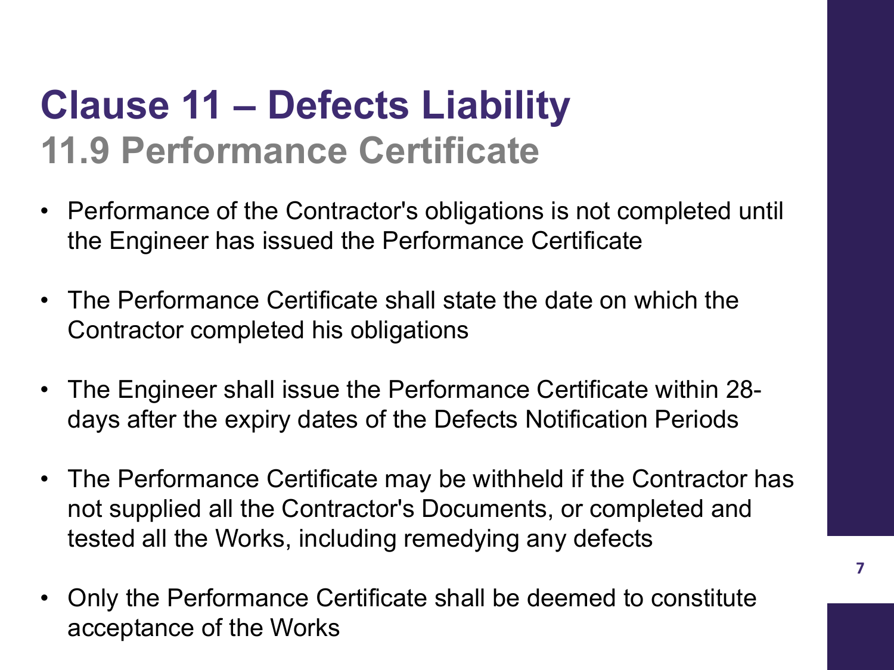# Clause 11 – Defects Liability

## 11.9 Performance Certificate

- Performance of the Contractor's obligations is not completed until the Engineer has issued the Performance Certificate
- The Performance Certificate shall state the date on which the Contractor completed his obligations
- The Engineer shall issue the Performance Certificate within 28-days after the expiry dates of the Defects Notification Periods
- The Performance Certificate may be withheld if the Contractor has not supplied all the Contractor's Documents, or completed and tested all the Works, including remedying any defects
- Only the Performance Certificate shall be deemed to constitute acceptance of the Works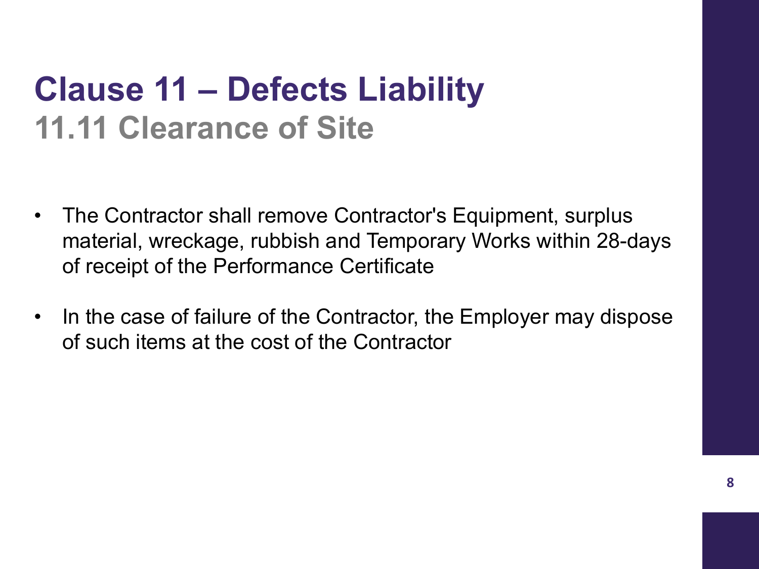# Clause 11 – Defects Liability

## 11.11 Clearance of Site

- The Contractor shall remove Contractor's Equipment, surplus material, wreckage, rubbish and Temporary Works within 28-days of receipt of the Performance Certificate
- In the case of failure of the Contractor, the Employer may dispose of such items at the cost of the Contractor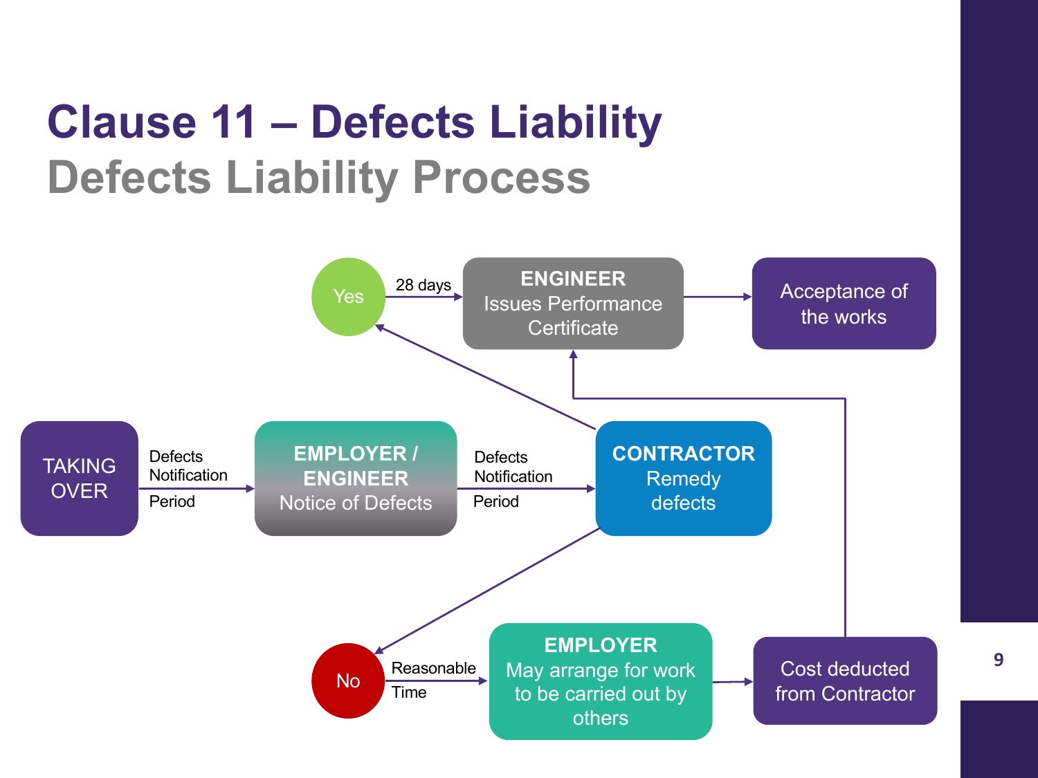# Clause 11 – Defects Liability

## Defects Liability Process

TAKING OVER

Defects Notification Period

**EMPLOYER / ENGINEER**
Notice of Defects

Defects Notification Period

**CONTRACTOR**
Remedy defects

Yes

28 days

**ENGINEER**
Issues Performance Certificate

Acceptance of the works

No

Reasonable Time

**EMPLOYER**
May arrange for work to be carried out by others

Cost deducted from Contractor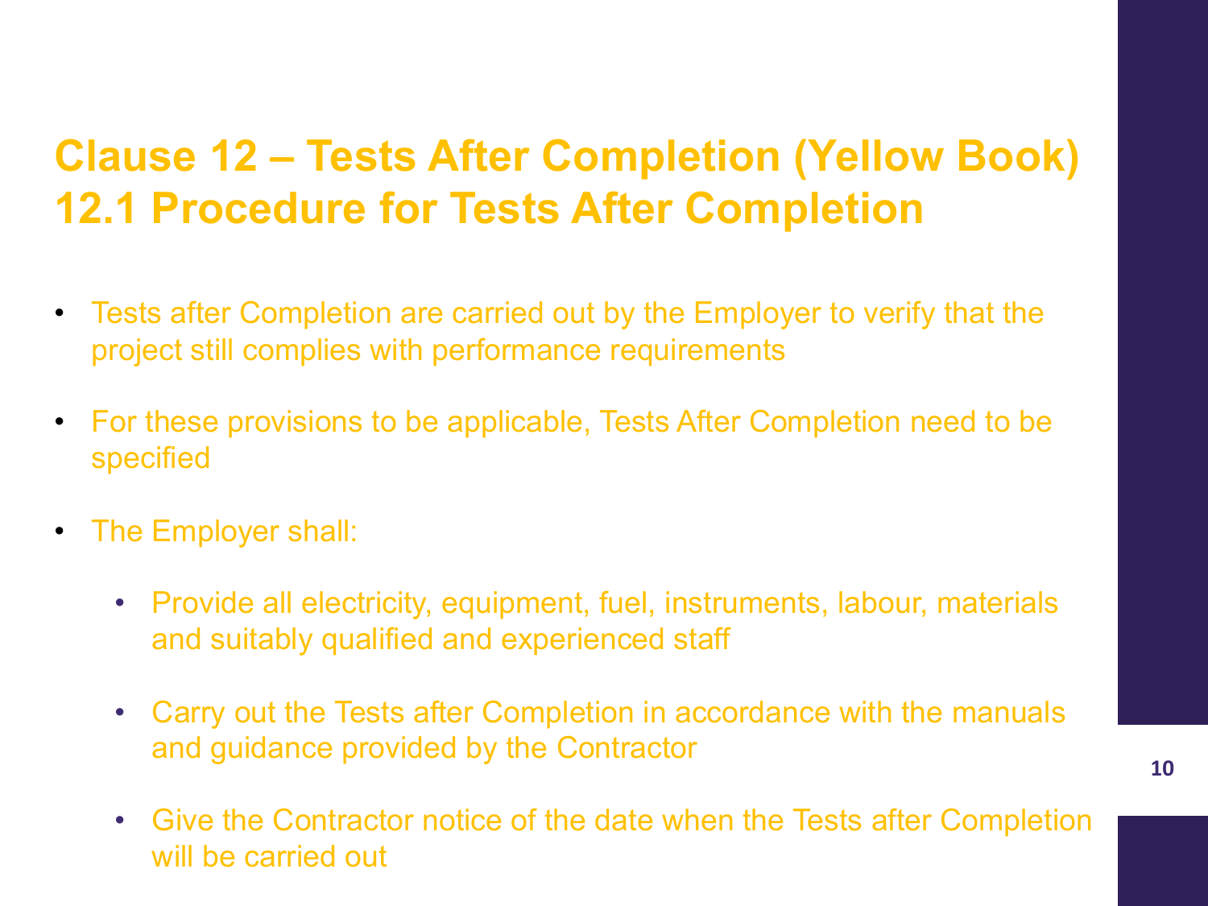# Clause 12 – Tests After Completion (Yellow Book)
# 12.1 Procedure for Tests After Completion

- Tests after Completion are carried out by the Employer to verify that the project still complies with performance requirements
- For these provisions to be applicable, Tests After Completion need to be specified
- The Employer shall:
  - Provide all electricity, equipment, fuel, instruments, labour, materials and suitably qualified and experienced staff
  - Carry out the Tests after Completion in accordance with the manuals and guidance provided by the Contractor
  - Give the Contractor notice of the date when the Tests after Completion will be carried out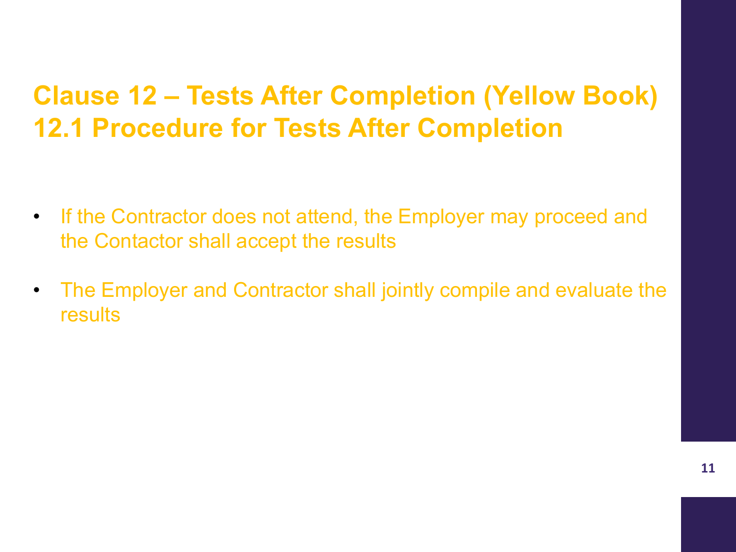# Clause 12 – Tests After Completion (Yellow Book)
# 12.1 Procedure for Tests After Completion

- If the Contractor does not attend, the Employer may proceed and the Contactor shall accept the results
- The Employer and Contractor shall jointly compile and evaluate the results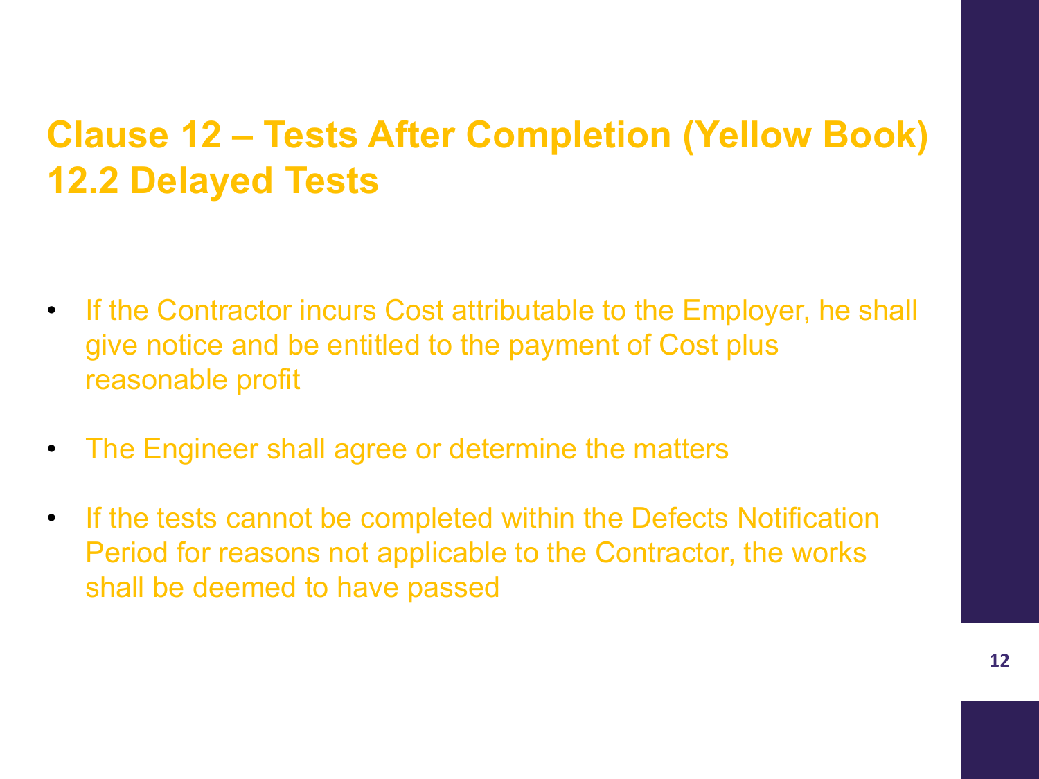# Clause 12 – Tests After Completion (Yellow Book)
# 12.2 Delayed Tests

- If the Contractor incurs Cost attributable to the Employer, he shall give notice and be entitled to the payment of Cost plus reasonable profit
- The Engineer shall agree or determine the matters
- If the tests cannot be completed within the Defects Notification Period for reasons not applicable to the Contractor, the works shall be deemed to have passed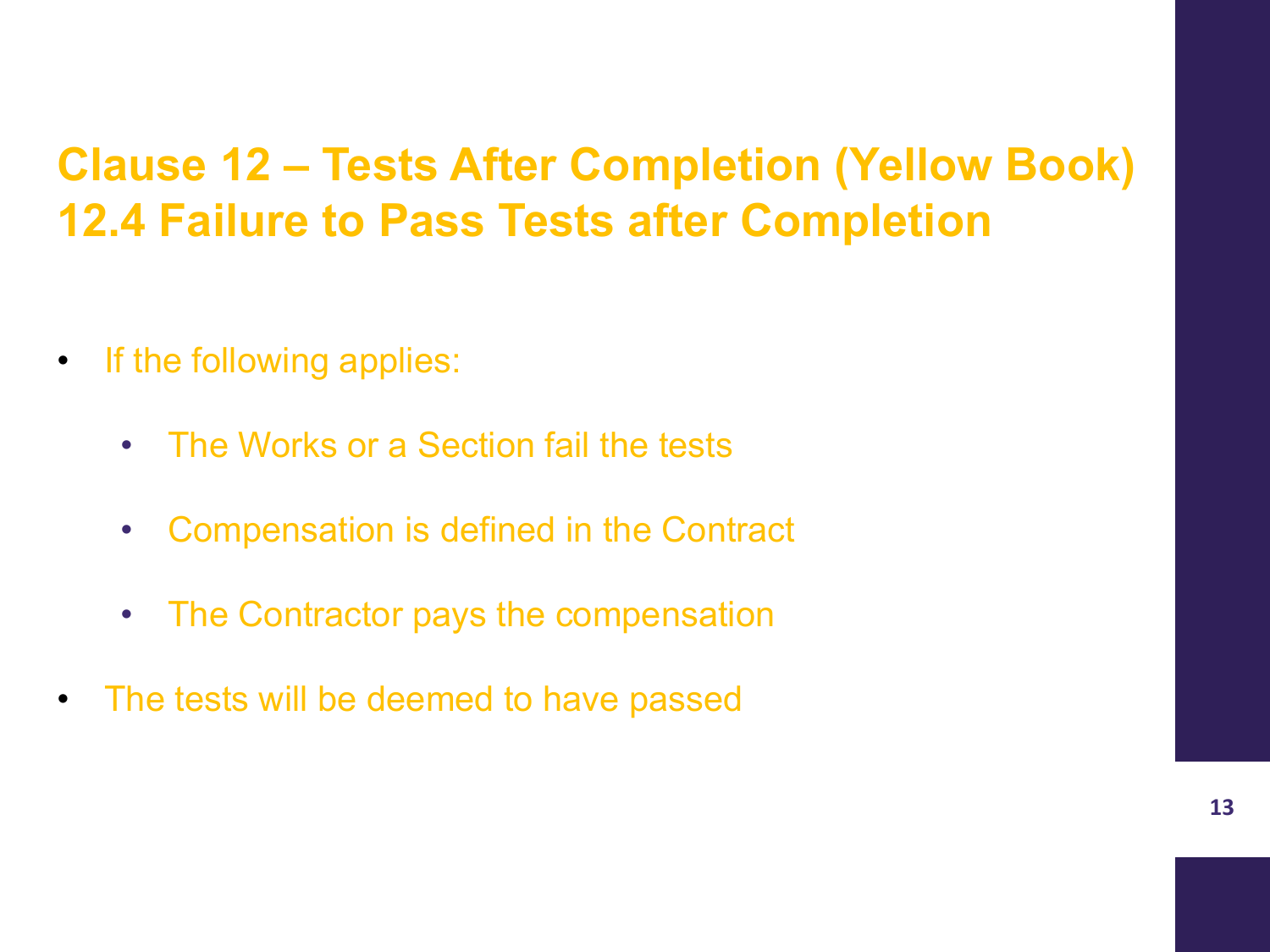# Clause 12 – Tests After Completion (Yellow Book)
# 12.4 Failure to Pass Tests after Completion

- If the following applies:
  - The Works or a Section fail the tests
  - Compensation is defined in the Contract
  - The Contractor pays the compensation
- The tests will be deemed to have passed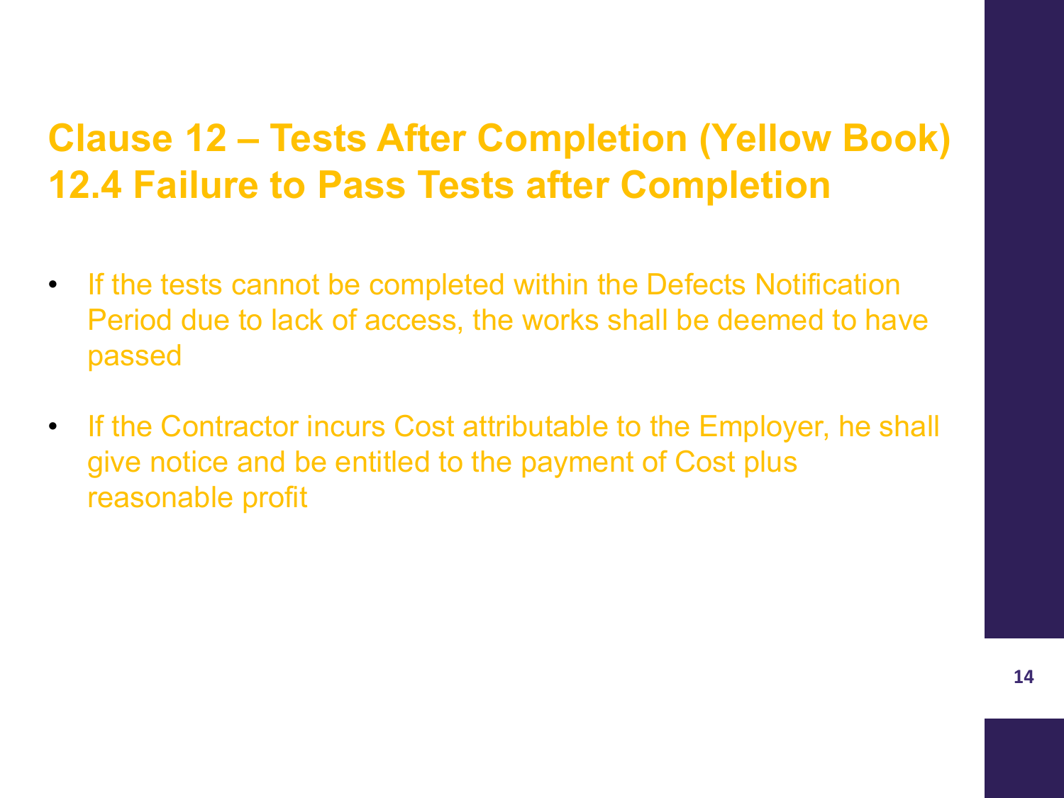# Clause 12 – Tests After Completion (Yellow Book)
# 12.4 Failure to Pass Tests after Completion

- If the tests cannot be completed within the Defects Notification Period due to lack of access, the works shall be deemed to have passed
- If the Contractor incurs Cost attributable to the Employer, he shall give notice and be entitled to the payment of Cost plus reasonable profit